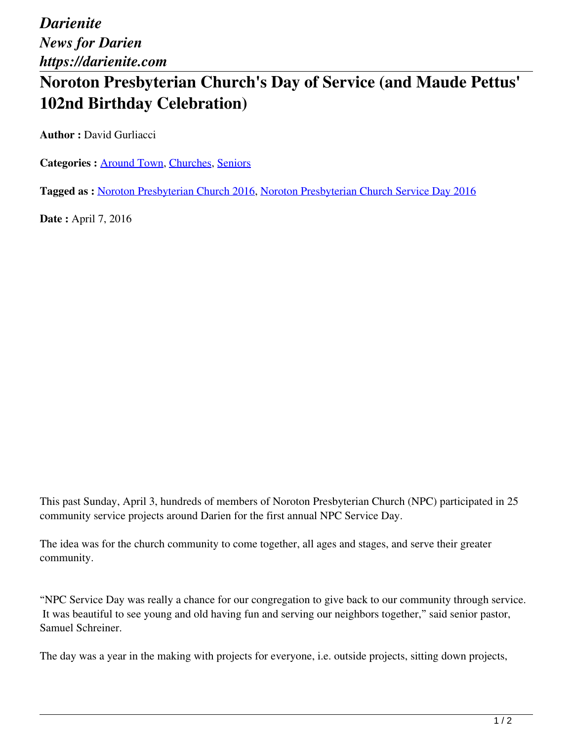*Darienite*
*News for Darien*
*https://darienite.com*

# Noroton Presbyterian Church's Day of Service (and Maude Pettus' 102nd Birthday Celebration)

**Author :** David Gurliacci

**Categories :** Around Town, Churches, Seniors

**Tagged as :** Noroton Presbyterian Church 2016, Noroton Presbyterian Church Service Day 2016

**Date :** April 7, 2016

This past Sunday, April 3, hundreds of members of Noroton Presbyterian Church (NPC) participated in 25 community service projects around Darien for the first annual NPC Service Day.

The idea was for the church community to come together, all ages and stages, and serve their greater community.

"NPC Service Day was really a chance for our congregation to give back to our community through service. It was beautiful to see young and old having fun and serving our neighbors together," said senior pastor, Samuel Schreiner.

The day was a year in the making with projects for everyone, i.e. outside projects, sitting down projects,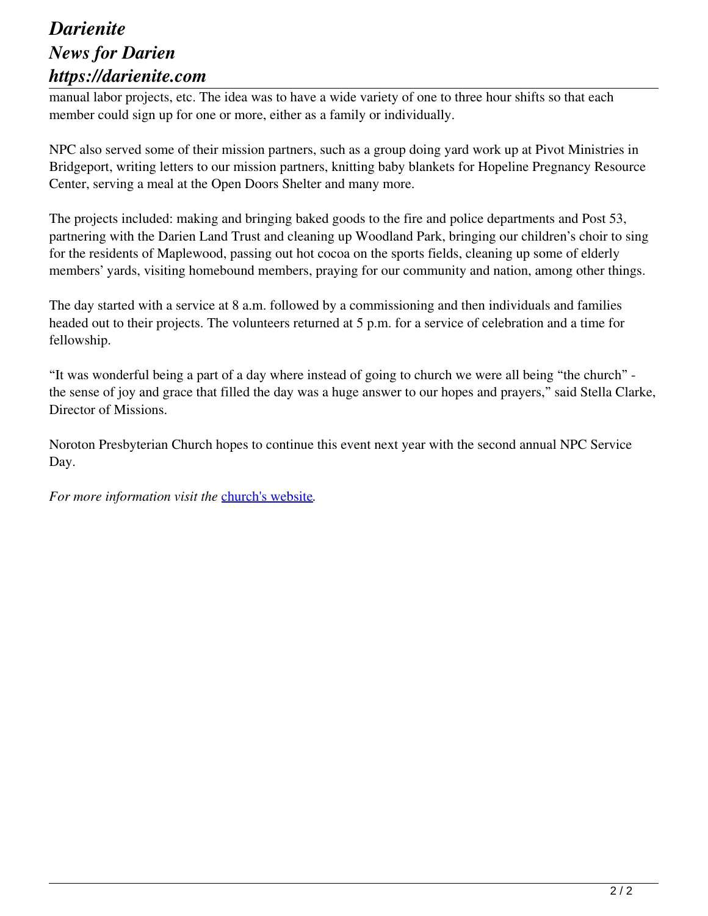manual labor projects, etc. The idea was to have a wide variety of one to three hour shifts so that each member could sign up for one or more, either as a family or individually.

NPC also served some of their mission partners, such as a group doing yard work up at Pivot Ministries in Bridgeport, writing letters to our mission partners, knitting baby blankets for Hopeline Pregnancy Resource Center, serving a meal at the Open Doors Shelter and many more.

The projects included: making and bringing baked goods to the fire and police departments and Post 53, partnering with the Darien Land Trust and cleaning up Woodland Park, bringing our children's choir to sing for the residents of Maplewood, passing out hot cocoa on the sports fields, cleaning up some of elderly members' yards, visiting homebound members, praying for our community and nation, among other things.

The day started with a service at 8 a.m. followed by a commissioning and then individuals and families headed out to their projects. The volunteers returned at 5 p.m. for a service of celebration and a time for fellowship.

"It was wonderful being a part of a day where instead of going to church we were all being "the church" - the sense of joy and grace that filled the day was a huge answer to our hopes and prayers," said Stella Clarke, Director of Missions.

Noroton Presbyterian Church hopes to continue this event next year with the second annual NPC Service Day.

*For more information visit the* [church's website](#)*.*